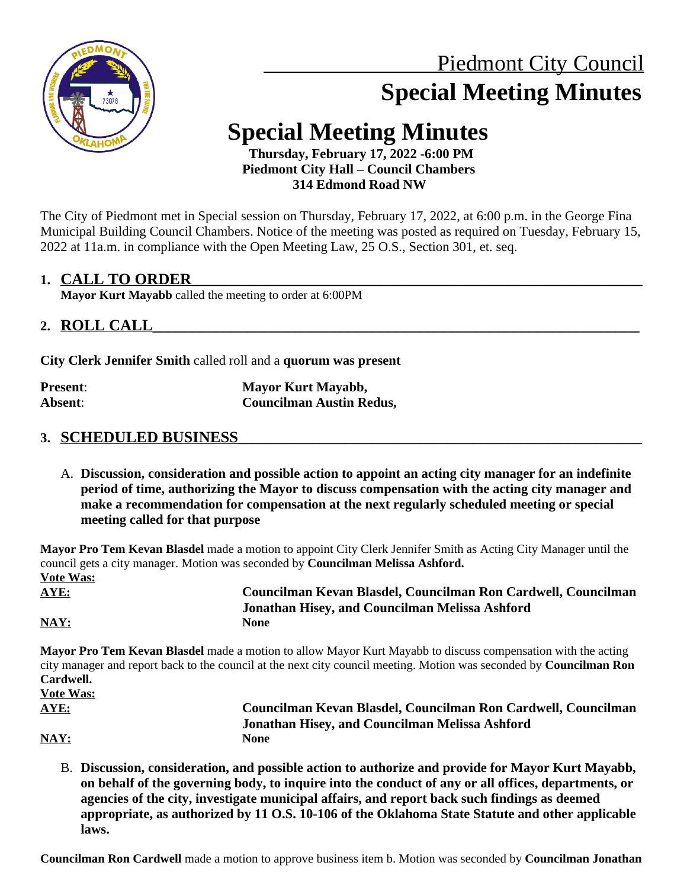# Piedmont City Council
# Special Meeting Minutes

# Special Meeting Minutes

**Thursday, February 17, 2022 -6:00 PM**
**Piedmont City Hall – Council Chambers**
**314 Edmond Road NW**

The City of Piedmont met in Special session on Thursday, February 17, 2022, at 6:00 p.m. in the George Fina Municipal Building Council Chambers. Notice of the meeting was posted as required on Tuesday, February 15, 2022 at 11a.m. in compliance with the Open Meeting Law, 25 O.S., Section 301, et. seq.

## 1. CALL TO ORDER

**Mayor Kurt Mayabb** called the meeting to order at 6:00PM

## 2. ROLL CALL

**City Clerk Jennifer Smith** called roll and a **quorum was present**

**Present**: **Mayor Kurt Mayabb,**
**Absent**: **Councilman Austin Redus,**

## 3. SCHEDULED BUSINESS

A. **Discussion, consideration and possible action to appoint an acting city manager for an indefinite period of time, authorizing the Mayor to discuss compensation with the acting city manager and make a recommendation for compensation at the next regularly scheduled meeting or special meeting called for that purpose**

**Mayor Pro Tem Kevan Blasdel** made a motion to appoint City Clerk Jennifer Smith as Acting City Manager until the council gets a city manager. Motion was seconded by **Councilman Melissa Ashford.**

**Vote Was:**
**AYE:** **Councilman Kevan Blasdel, Councilman Ron Cardwell, Councilman Jonathan Hisey, and Councilman Melissa Ashford**
**NAY:** **None**

**Mayor Pro Tem Kevan Blasdel** made a motion to allow Mayor Kurt Mayabb to discuss compensation with the acting city manager and report back to the council at the next city council meeting. Motion was seconded by **Councilman Ron Cardwell.**

**Vote Was:**
**AYE:** **Councilman Kevan Blasdel, Councilman Ron Cardwell, Councilman Jonathan Hisey, and Councilman Melissa Ashford**
**NAY:** **None**

B. **Discussion, consideration, and possible action to authorize and provide for Mayor Kurt Mayabb, on behalf of the governing body, to inquire into the conduct of any or all offices, departments, or agencies of the city, investigate municipal affairs, and report back such findings as deemed appropriate, as authorized by 11 O.S. 10-106 of the Oklahoma State Statute and other applicable laws.**

**Councilman Ron Cardwell** made a motion to approve business item b. Motion was seconded by **Councilman Jonathan**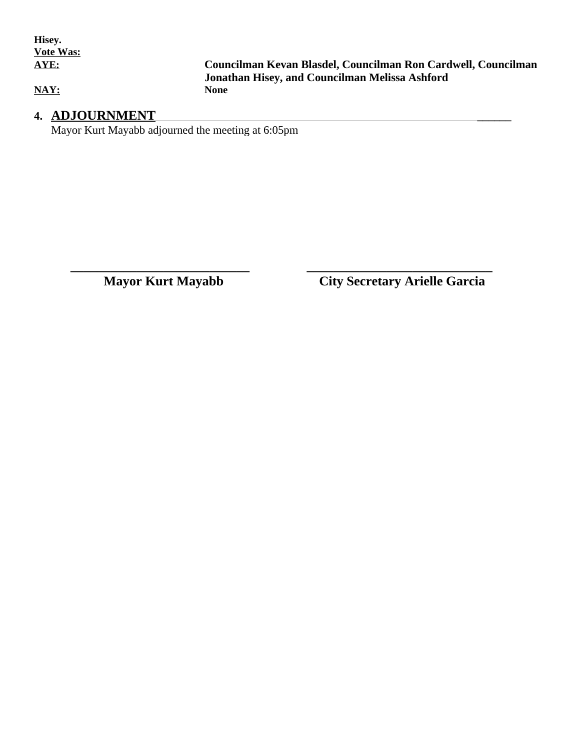**Hisey.**

**Vote Was:**

| | |
|---|---|
| **AYE:** | **Councilman Kevan Blasdel, Councilman Ron Cardwell, Councilman Jonathan Hisey, and Councilman Melissa Ashford** |
| **NAY:** | **None** |

## 4. ADJOURNMENT

Mayor Kurt Mayabb adjourned the meeting at 6:05pm

\_\_\_\_\_\_\_\_\_\_\_\_\_\_\_\_\_\_\_\_\_\_\_\_\_\_\_\_
**Mayor Kurt Mayabb**

\_\_\_\_\_\_\_\_\_\_\_\_\_\_\_\_\_\_\_\_\_\_\_\_\_\_\_\_
**City Secretary Arielle Garcia**